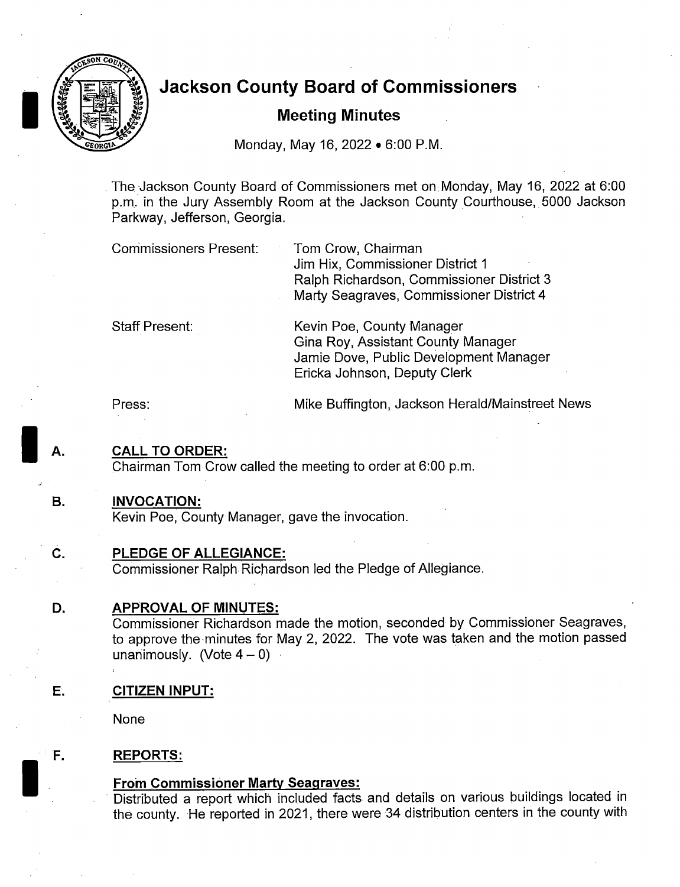# Jackson County Board of Commissioners

## Meeting Minutes

Monday, May 16, 2022 • 6:00 P.M.

The Jackson County Board of Commissioners met on Monday, May 16, 2022 at 6:00 p.m. in the Jury Assembly Room at the Jackson County Courthouse, 5000 Jackson Parkway, Jefferson, Georgia.

| | |
|---|---|
| Commissioners Present: | Tom Crow, Chairman<br>Jim Hix, Commissioner District 1<br>Ralph Richardson, Commissioner District 3<br>Marty Seagraves, Commissioner District 4 |
| Staff Present: | Kevin Poe, County Manager<br>Gina Roy, Assistant County Manager<br>Jamie Dove, Public Development Manager<br>Ericka Johnson, Deputy Clerk |
| Press: | Mike Buffington, Jackson Herald/Mainstreet News |

**A. CALL TO ORDER:**

Chairman Tom Crow called the meeting to order at 6:00 p.m.

**B. INVOCATION:**

Kevin Poe, County Manager, gave the invocation.

**C. PLEDGE OF ALLEGIANCE:**

Commissioner Ralph Richardson led the Pledge of Allegiance.

**D. APPROVAL OF MINUTES:**

Commissioner Richardson made the motion, seconded by Commissioner Seagraves, to approve the minutes for May 2, 2022. The vote was taken and the motion passed unanimously. (Vote 4 – 0)

**E. CITIZEN INPUT:**

None

**F. REPORTS:**

**From Commissioner Marty Seagraves:**

Distributed a report which included facts and details on various buildings located in the county. He reported in 2021, there were 34 distribution centers in the county with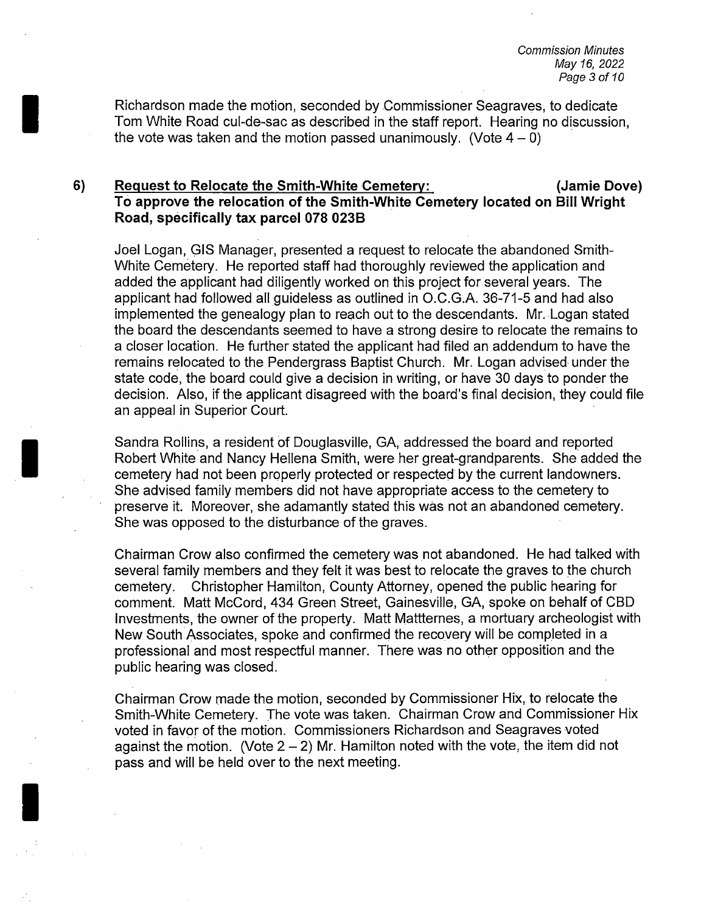Richardson made the motion, seconded by Commissioner Seagraves, to dedicate Tom White Road cul-de-sac as described in the staff report. Hearing no discussion, the vote was taken and the motion passed unanimously. (Vote 4 – 0)

**6) <u>Request to Relocate the Smith-White Cemetery:</u> (Jamie Dove)**
**To approve the relocation of the Smith-White Cemetery located on Bill Wright Road, specifically tax parcel 078 023B**

Joel Logan, GIS Manager, presented a request to relocate the abandoned Smith-White Cemetery. He reported staff had thoroughly reviewed the application and added the applicant had diligently worked on this project for several years. The applicant had followed all guideless as outlined in O.C.G.A. 36-71-5 and had also implemented the genealogy plan to reach out to the descendants. Mr. Logan stated the board the descendants seemed to have a strong desire to relocate the remains to a closer location. He further stated the applicant had filed an addendum to have the remains relocated to the Pendergrass Baptist Church. Mr. Logan advised under the state code, the board could give a decision in writing, or have 30 days to ponder the decision. Also, if the applicant disagreed with the board's final decision, they could file an appeal in Superior Court.

Sandra Rollins, a resident of Douglasville, GA, addressed the board and reported Robert White and Nancy Hellena Smith, were her great-grandparents. She added the cemetery had not been properly protected or respected by the current landowners. She advised family members did not have appropriate access to the cemetery to preserve it. Moreover, she adamantly stated this was not an abandoned cemetery. She was opposed to the disturbance of the graves.

Chairman Crow also confirmed the cemetery was not abandoned. He had talked with several family members and they felt it was best to relocate the graves to the church cemetery. Christopher Hamilton, County Attorney, opened the public hearing for comment. Matt McCord, 434 Green Street, Gainesville, GA, spoke on behalf of CBD Investments, the owner of the property. Matt Mattternes, a mortuary archeologist with New South Associates, spoke and confirmed the recovery will be completed in a professional and most respectful manner. There was no other opposition and the public hearing was closed.

Chairman Crow made the motion, seconded by Commissioner Hix, to relocate the Smith-White Cemetery. The vote was taken. Chairman Crow and Commissioner Hix voted in favor of the motion. Commissioners Richardson and Seagraves voted against the motion. (Vote 2 – 2) Mr. Hamilton noted with the vote, the item did not pass and will be held over to the next meeting.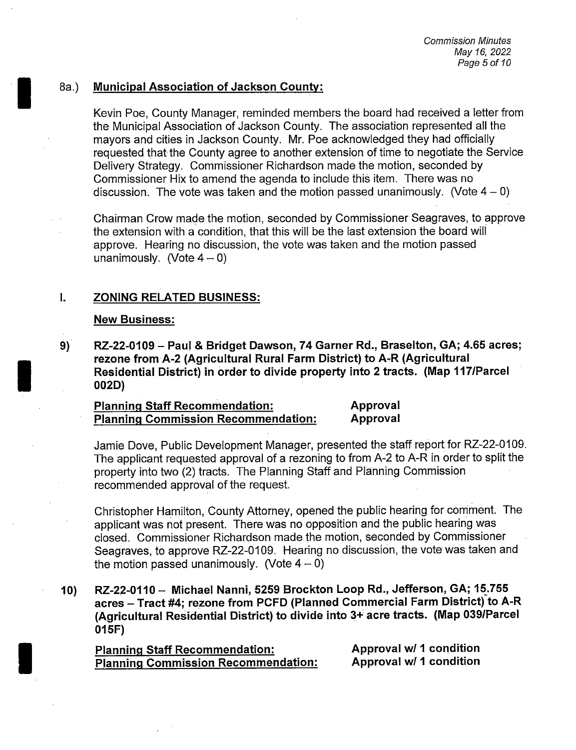8a.) **Municipal Association of Jackson County:**

Kevin Poe, County Manager, reminded members the board had received a letter from the Municipal Association of Jackson County. The association represented all the mayors and cities in Jackson County. Mr. Poe acknowledged they had officially requested that the County agree to another extension of time to negotiate the Service Delivery Strategy. Commissioner Richardson made the motion, seconded by Commissioner Hix to amend the agenda to include this item. There was no discussion. The vote was taken and the motion passed unanimously. (Vote 4 – 0)

Chairman Crow made the motion, seconded by Commissioner Seagraves, to approve the extension with a condition, that this will be the last extension the board will approve. Hearing no discussion, the vote was taken and the motion passed unanimously. (Vote 4 – 0)

## I. ZONING RELATED BUSINESS:

**New Business:**

**9) RZ-22-0109 – Paul & Bridget Dawson, 74 Garner Rd., Braselton, GA; 4.65 acres; rezone from A-2 (Agricultural Rural Farm District) to A-R (Agricultural Residential District) in order to divide property into 2 tracts. (Map 117/Parcel 002D)**

| | |
|---|---|
| **Planning Staff Recommendation:** | **Approval** |
| **Planning Commission Recommendation:** | **Approval** |

Jamie Dove, Public Development Manager, presented the staff report for RZ-22-0109. The applicant requested approval of a rezoning to from A-2 to A-R in order to split the property into two (2) tracts. The Planning Staff and Planning Commission recommended approval of the request.

Christopher Hamilton, County Attorney, opened the public hearing for comment. The applicant was not present. There was no opposition and the public hearing was closed. Commissioner Richardson made the motion, seconded by Commissioner Seagraves, to approve RZ-22-0109. Hearing no discussion, the vote was taken and the motion passed unanimously. (Vote 4 – 0)

**10) RZ-22-0110 – Michael Nanni, 5259 Brockton Loop Rd., Jefferson, GA; 15.755 acres – Tract #4; rezone from PCFD (Planned Commercial Farm District) to A-R (Agricultural Residential District) to divide into 3+ acre tracts. (Map 039/Parcel 015F)**

| | |
|---|---|
| **Planning Staff Recommendation:** | **Approval w/ 1 condition** |
| **Planning Commission Recommendation:** | **Approval w/ 1 condition** |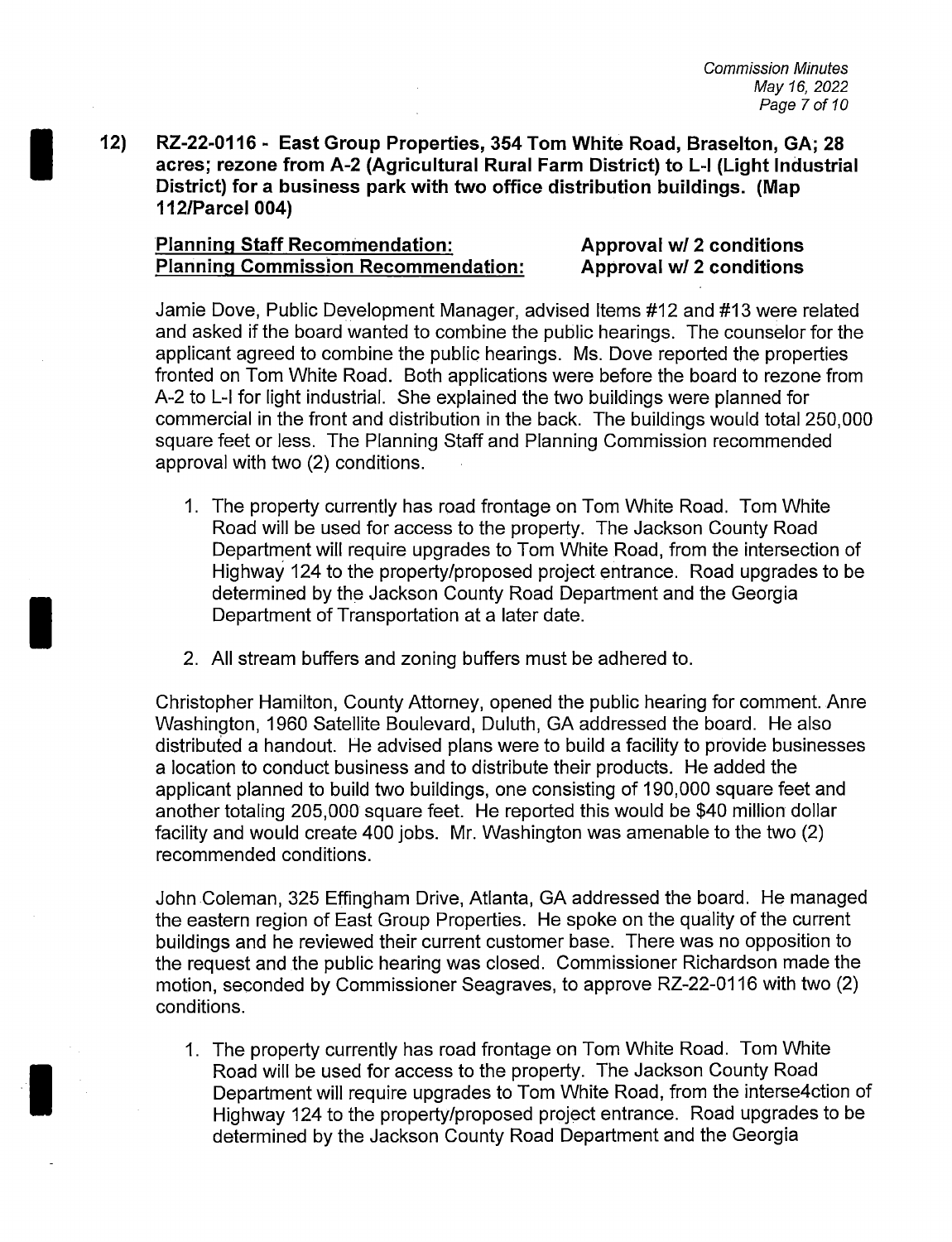**12) RZ-22-0116 - East Group Properties, 354 Tom White Road, Braselton, GA; 28 acres; rezone from A-2 (Agricultural Rural Farm District) to L-I (Light Industrial District) for a business park with two office distribution buildings. (Map 112/Parcel 004)**

| | |
|---|---|
| **Planning Staff Recommendation:** | **Approval w/ 2 conditions** |
| **Planning Commission Recommendation:** | **Approval w/ 2 conditions** |

Jamie Dove, Public Development Manager, advised Items #12 and #13 were related and asked if the board wanted to combine the public hearings. The counselor for the applicant agreed to combine the public hearings. Ms. Dove reported the properties fronted on Tom White Road. Both applications were before the board to rezone from A-2 to L-I for light industrial. She explained the two buildings were planned for commercial in the front and distribution in the back. The buildings would total 250,000 square feet or less. The Planning Staff and Planning Commission recommended approval with two (2) conditions.

1. The property currently has road frontage on Tom White Road. Tom White Road will be used for access to the property. The Jackson County Road Department will require upgrades to Tom White Road, from the intersection of Highway 124 to the property/proposed project entrance. Road upgrades to be determined by the Jackson County Road Department and the Georgia Department of Transportation at a later date.
2. All stream buffers and zoning buffers must be adhered to.

Christopher Hamilton, County Attorney, opened the public hearing for comment. Anre Washington, 1960 Satellite Boulevard, Duluth, GA addressed the board. He also distributed a handout. He advised plans were to build a facility to provide businesses a location to conduct business and to distribute their products. He added the applicant planned to build two buildings, one consisting of 190,000 square feet and another totaling 205,000 square feet. He reported this would be $40 million dollar facility and would create 400 jobs. Mr. Washington was amenable to the two (2) recommended conditions.

John Coleman, 325 Effingham Drive, Atlanta, GA addressed the board. He managed the eastern region of East Group Properties. He spoke on the quality of the current buildings and he reviewed their current customer base. There was no opposition to the request and the public hearing was closed. Commissioner Richardson made the motion, seconded by Commissioner Seagraves, to approve RZ-22-0116 with two (2) conditions.

1. The property currently has road frontage on Tom White Road. Tom White Road will be used for access to the property. The Jackson County Road Department will require upgrades to Tom White Road, from the interse4ction of Highway 124 to the property/proposed project entrance. Road upgrades to be determined by the Jackson County Road Department and the Georgia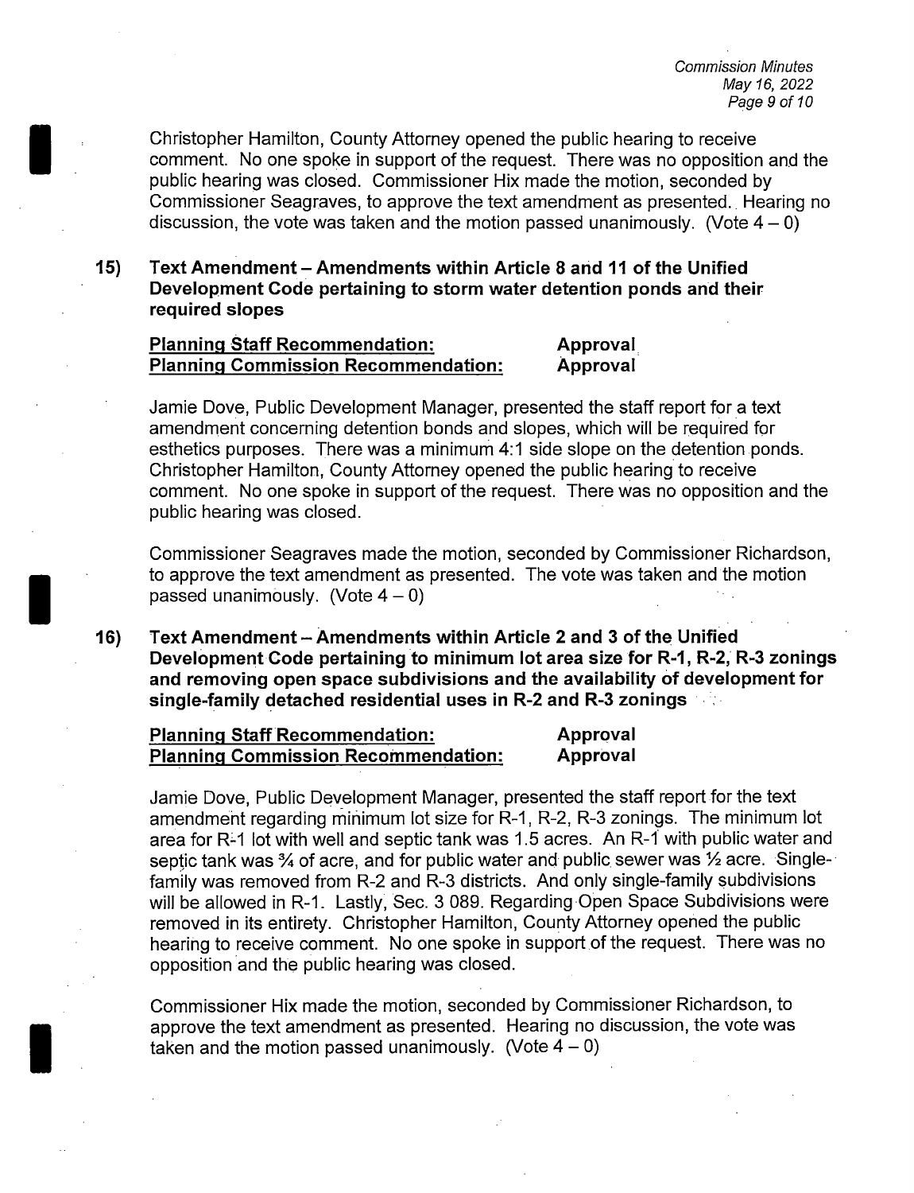Christopher Hamilton, County Attorney opened the public hearing to receive comment. No one spoke in support of the request. There was no opposition and the public hearing was closed. Commissioner Hix made the motion, seconded by Commissioner Seagraves, to approve the text amendment as presented. Hearing no discussion, the vote was taken and the motion passed unanimously. (Vote 4 – 0)

**15) Text Amendment – Amendments within Article 8 and 11 of the Unified Development Code pertaining to storm water detention ponds and their required slopes**

| | |
|---|---|
| **Planning Staff Recommendation:** | **Approval** |
| **Planning Commission Recommendation:** | **Approval** |

Jamie Dove, Public Development Manager, presented the staff report for a text amendment concerning detention bonds and slopes, which will be required for esthetics purposes. There was a minimum 4:1 side slope on the detention ponds. Christopher Hamilton, County Attorney opened the public hearing to receive comment. No one spoke in support of the request. There was no opposition and the public hearing was closed.

Commissioner Seagraves made the motion, seconded by Commissioner Richardson, to approve the text amendment as presented. The vote was taken and the motion passed unanimously. (Vote 4 – 0)

**16) Text Amendment – Amendments within Article 2 and 3 of the Unified Development Code pertaining to minimum lot area size for R-1, R-2, R-3 zonings and removing open space subdivisions and the availability of development for single-family detached residential uses in R-2 and R-3 zonings**

| | |
|---|---|
| **Planning Staff Recommendation:** | **Approval** |
| **Planning Commission Recommendation:** | **Approval** |

Jamie Dove, Public Development Manager, presented the staff report for the text amendment regarding minimum lot size for R-1, R-2, R-3 zonings. The minimum lot area for R-1 lot with well and septic tank was 1.5 acres. An R-1 with public water and septic tank was ¾ of acre, and for public water and public sewer was ½ acre. Single-family was removed from R-2 and R-3 districts. And only single-family subdivisions will be allowed in R-1. Lastly, Sec. 3 089. Regarding Open Space Subdivisions were removed in its entirety. Christopher Hamilton, County Attorney opened the public hearing to receive comment. No one spoke in support of the request. There was no opposition and the public hearing was closed.

Commissioner Hix made the motion, seconded by Commissioner Richardson, to approve the text amendment as presented. Hearing no discussion, the vote was taken and the motion passed unanimously. (Vote 4 – 0)